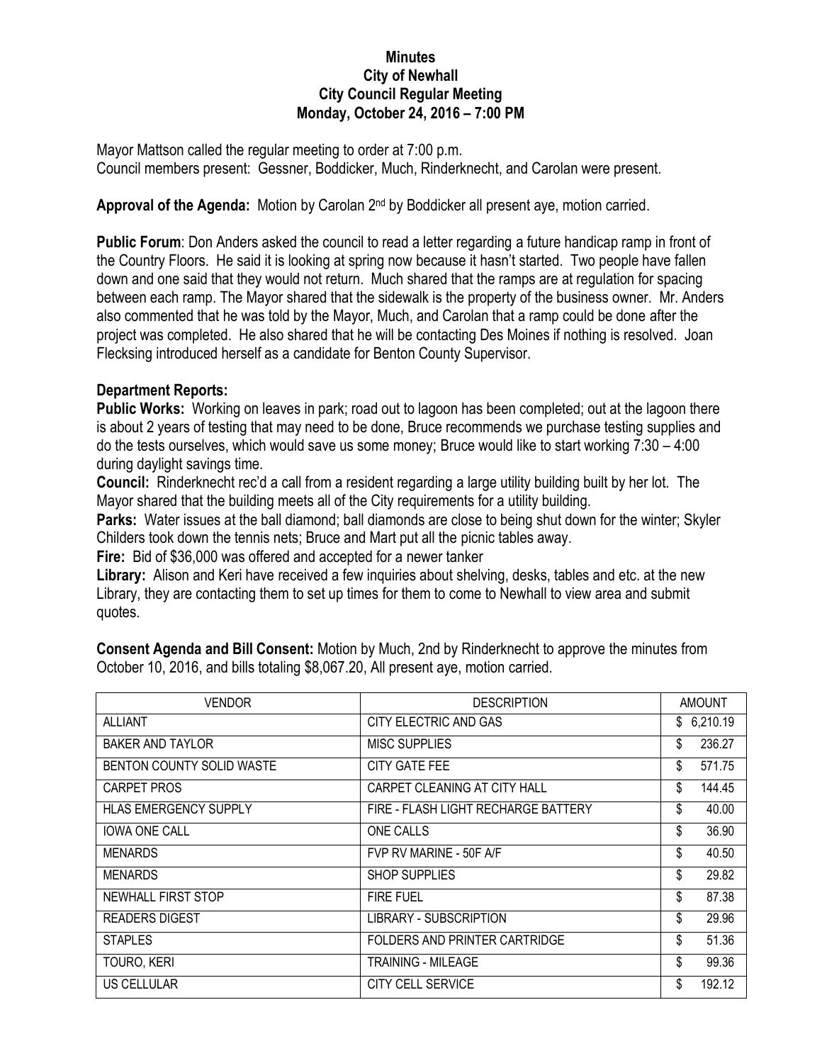# Minutes
## City of Newhall
## City Council Regular Meeting
## Monday, October 24, 2016 – 7:00 PM

Mayor Mattson called the regular meeting to order at 7:00 p.m.
Council members present: Gessner, Boddicker, Much, Rinderknecht, and Carolan were present.

**Approval of the Agenda:** Motion by Carolan 2nd by Boddicker all present aye, motion carried.

**Public Forum**: Don Anders asked the council to read a letter regarding a future handicap ramp in front of the Country Floors. He said it is looking at spring now because it hasn't started. Two people have fallen down and one said that they would not return. Much shared that the ramps are at regulation for spacing between each ramp. The Mayor shared that the sidewalk is the property of the business owner. Mr. Anders also commented that he was told by the Mayor, Much, and Carolan that a ramp could be done after the project was completed. He also shared that he will be contacting Des Moines if nothing is resolved. Joan Flecksing introduced herself as a candidate for Benton County Supervisor.

**Department Reports:**

**Public Works:** Working on leaves in park; road out to lagoon has been completed; out at the lagoon there is about 2 years of testing that may need to be done, Bruce recommends we purchase testing supplies and do the tests ourselves, which would save us some money; Bruce would like to start working 7:30 – 4:00 during daylight savings time.

**Council:** Rinderknecht rec'd a call from a resident regarding a large utility building built by her lot. The Mayor shared that the building meets all of the City requirements for a utility building.

**Parks:** Water issues at the ball diamond; ball diamonds are close to being shut down for the winter; Skyler Childers took down the tennis nets; Bruce and Mart put all the picnic tables away.

**Fire:** Bid of $36,000 was offered and accepted for a newer tanker

**Library:** Alison and Keri have received a few inquiries about shelving, desks, tables and etc. at the new Library, they are contacting them to set up times for them to come to Newhall to view area and submit quotes.

**Consent Agenda and Bill Consent:** Motion by Much, 2nd by Rinderknecht to approve the minutes from October 10, 2016, and bills totaling $8,067.20, All present aye, motion carried.

| VENDOR | DESCRIPTION | AMOUNT |
|---|---|---|
| ALLIANT | CITY ELECTRIC AND GAS | $ 6,210.19 |
| BAKER AND TAYLOR | MISC SUPPLIES | $ 236.27 |
| BENTON COUNTY SOLID WASTE | CITY GATE FEE | $ 571.75 |
| CARPET PROS | CARPET CLEANING AT CITY HALL | $ 144.45 |
| HLAS EMERGENCY SUPPLY | FIRE - FLASH LIGHT RECHARGE BATTERY | $ 40.00 |
| IOWA ONE CALL | ONE CALLS | $ 36.90 |
| MENARDS | FVP RV MARINE - 50F A/F | $ 40.50 |
| MENARDS | SHOP SUPPLIES | $ 29.82 |
| NEWHALL FIRST STOP | FIRE FUEL | $ 87.38 |
| READERS DIGEST | LIBRARY - SUBSCRIPTION | $ 29.96 |
| STAPLES | FOLDERS AND PRINTER CARTRIDGE | $ 51.36 |
| TOURO, KERI | TRAINING - MILEAGE | $ 99.36 |
| US CELLULAR | CITY CELL SERVICE | $ 192.12 |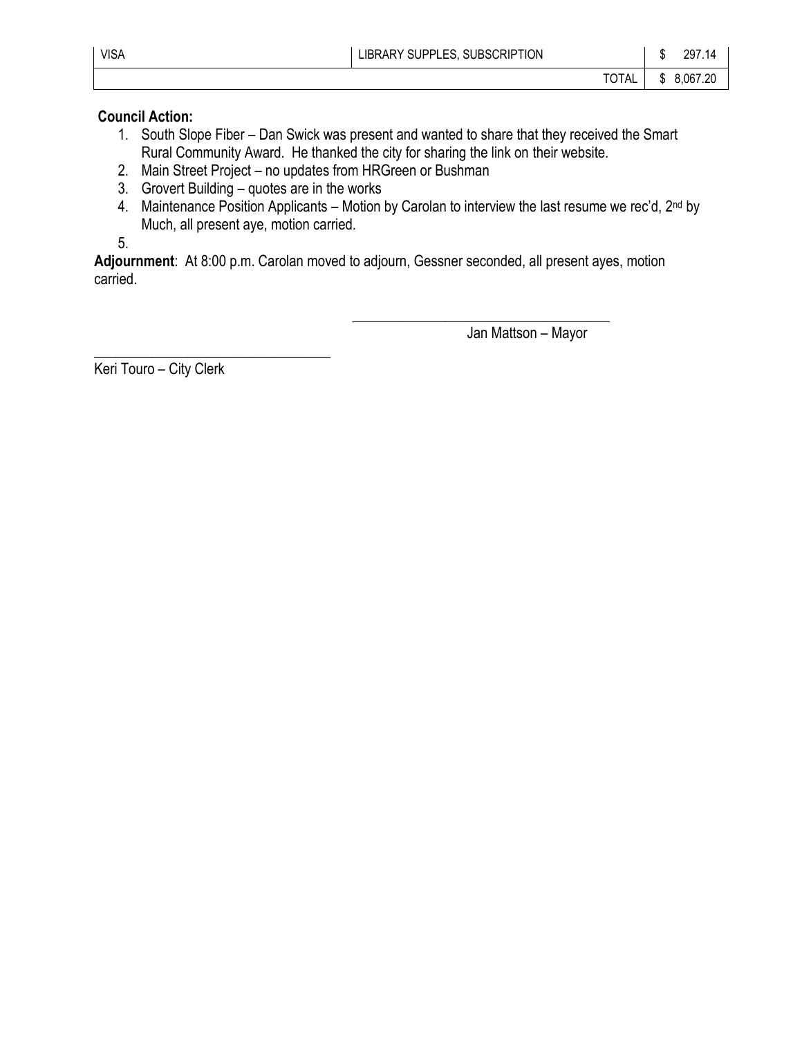| | | |
|---|---|---|
| VISA | LIBRARY SUPPLES, SUBSCRIPTION | $ 297.14 |
| | TOTAL | $ 8,067.20 |

**Council Action:**

1. South Slope Fiber – Dan Swick was present and wanted to share that they received the Smart Rural Community Award. He thanked the city for sharing the link on their website.
2. Main Street Project – no updates from HRGreen or Bushman
3. Grovert Building – quotes are in the works
4. Maintenance Position Applicants – Motion by Carolan to interview the last resume we rec'd, 2nd by Much, all present aye, motion carried.
5. 

**Adjournment**: At 8:00 p.m. Carolan moved to adjourn, Gessner seconded, all present ayes, motion carried.

\_\_\_\_\_\_\_\_\_\_\_\_\_\_\_\_\_\_\_\_\_\_\_\_\_\_\_\_\_\_\_\_\_\_\_\_
Jan Mattson – Mayor

\_\_\_\_\_\_\_\_\_\_\_\_\_\_\_\_\_\_\_\_\_\_\_\_\_\_\_\_\_\_\_\_\_\_\_\_
Keri Touro – City Clerk